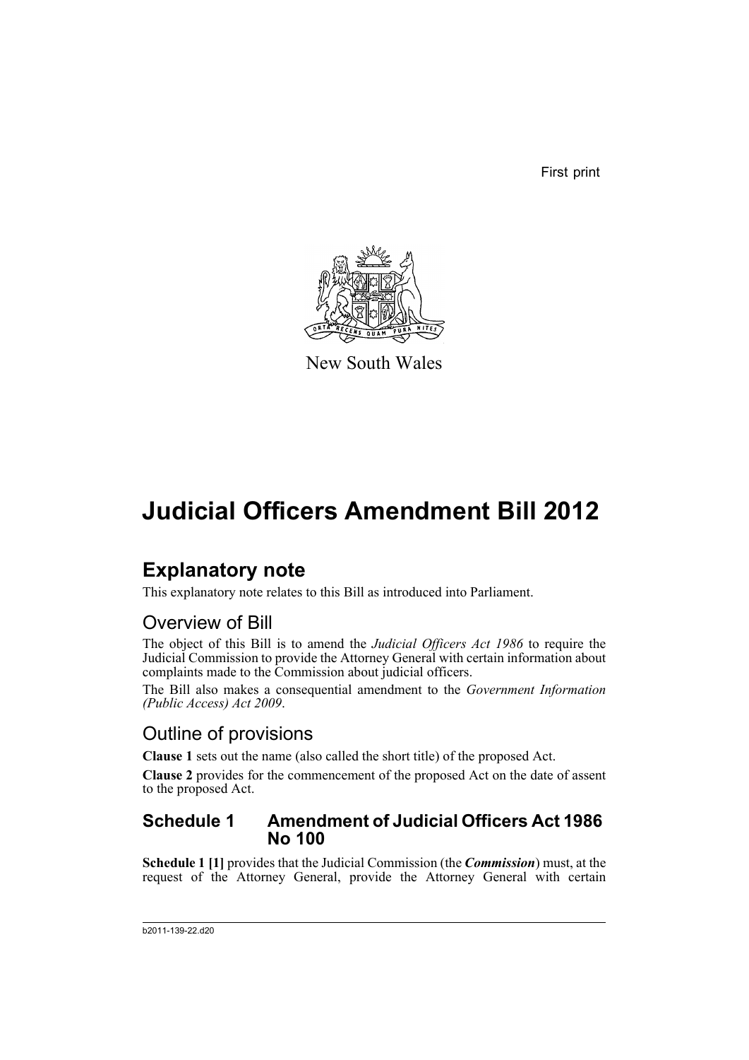First print

New South Wales

# Judicial Officers Amendment Bill 2012

## Explanatory note

This explanatory note relates to this Bill as introduced into Parliament.

### Overview of Bill

The object of this Bill is to amend the *Judicial Officers Act 1986* to require the Judicial Commission to provide the Attorney General with certain information about complaints made to the Commission about judicial officers.

The Bill also makes a consequential amendment to the *Government Information (Public Access) Act 2009*.

### Outline of provisions

**Clause 1** sets out the name (also called the short title) of the proposed Act.

**Clause 2** provides for the commencement of the proposed Act on the date of assent to the proposed Act.

#### Schedule 1 Amendment of Judicial Officers Act 1986 No 100

**Schedule 1 [1]** provides that the Judicial Commission (the ***Commission***) must, at the request of the Attorney General, provide the Attorney General with certain

b2011-139-22.d20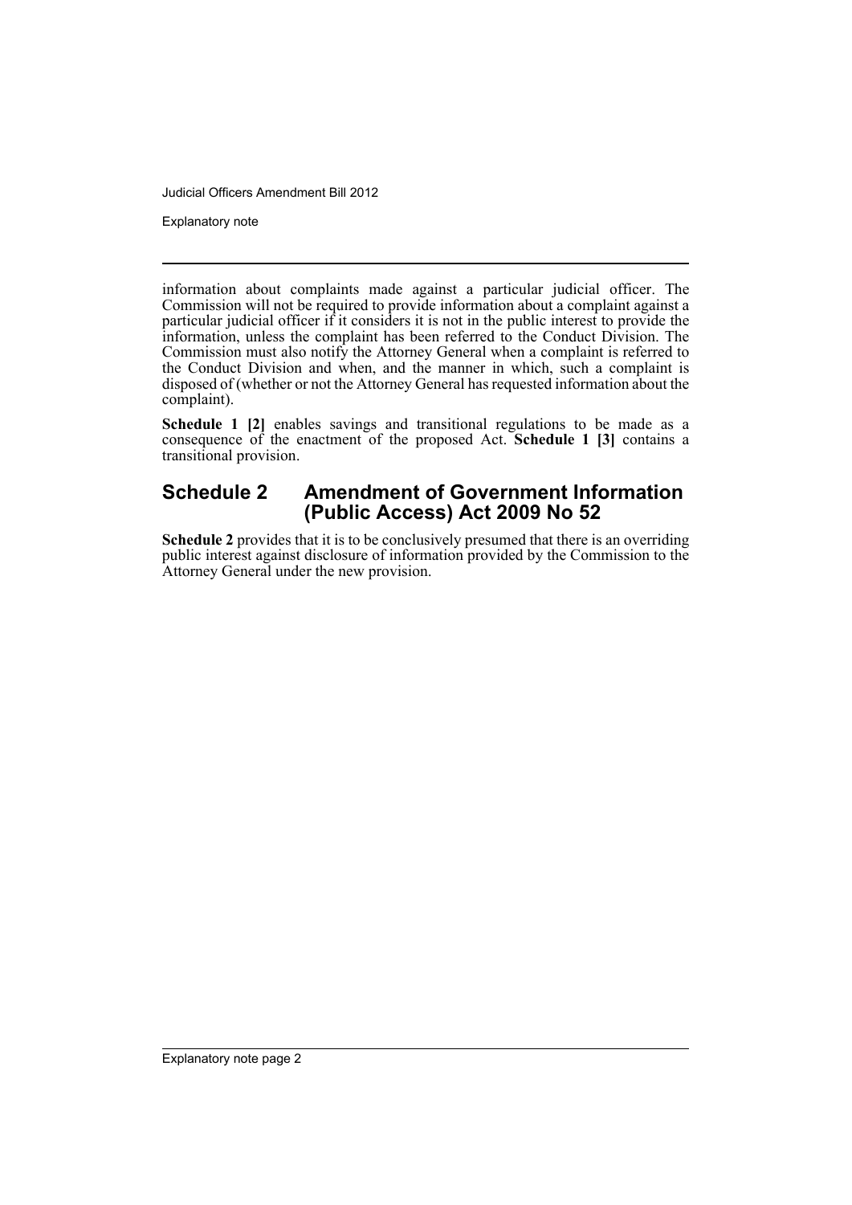information about complaints made against a particular judicial officer. The Commission will not be required to provide information about a complaint against a particular judicial officer if it considers it is not in the public interest to provide the information, unless the complaint has been referred to the Conduct Division. The Commission must also notify the Attorney General when a complaint is referred to the Conduct Division and when, and the manner in which, such a complaint is disposed of (whether or not the Attorney General has requested information about the complaint).

**Schedule 1 [2]** enables savings and transitional regulations to be made as a consequence of the enactment of the proposed Act. **Schedule 1 [3]** contains a transitional provision.

## Schedule 2 Amendment of Government Information (Public Access) Act 2009 No 52

**Schedule 2** provides that it is to be conclusively presumed that there is an overriding public interest against disclosure of information provided by the Commission to the Attorney General under the new provision.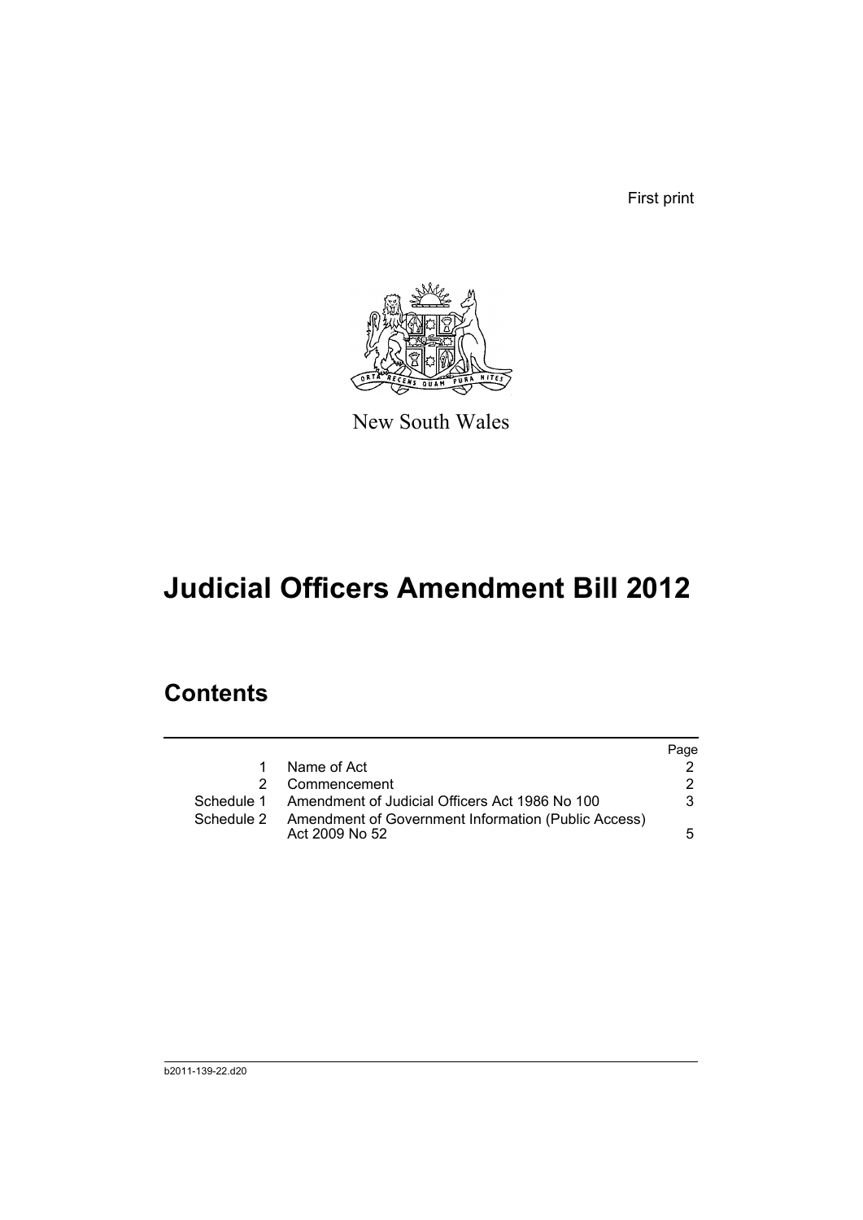First print

New South Wales

# Judicial Officers Amendment Bill 2012

## Contents

| | | Page |
|---|---|---|
| 1 | Name of Act | 2 |
| 2 | Commencement | 2 |
| Schedule 1 | Amendment of Judicial Officers Act 1986 No 100 | 3 |
| Schedule 2 | Amendment of Government Information (Public Access) Act 2009 No 52 | 5 |

b2011-139-22.d20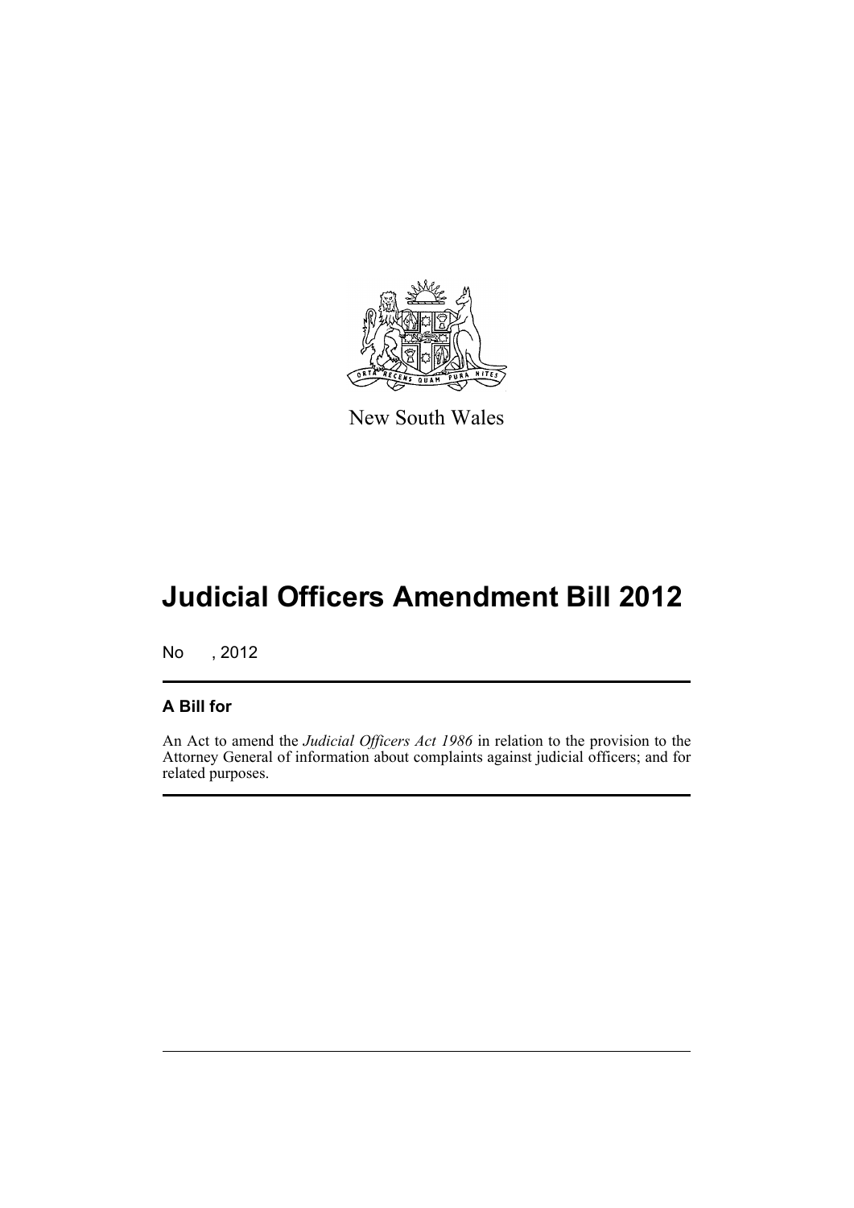New South Wales

# Judicial Officers Amendment Bill 2012

No , 2012

## A Bill for

An Act to amend the *Judicial Officers Act 1986* in relation to the provision to the Attorney General of information about complaints against judicial officers; and for related purposes.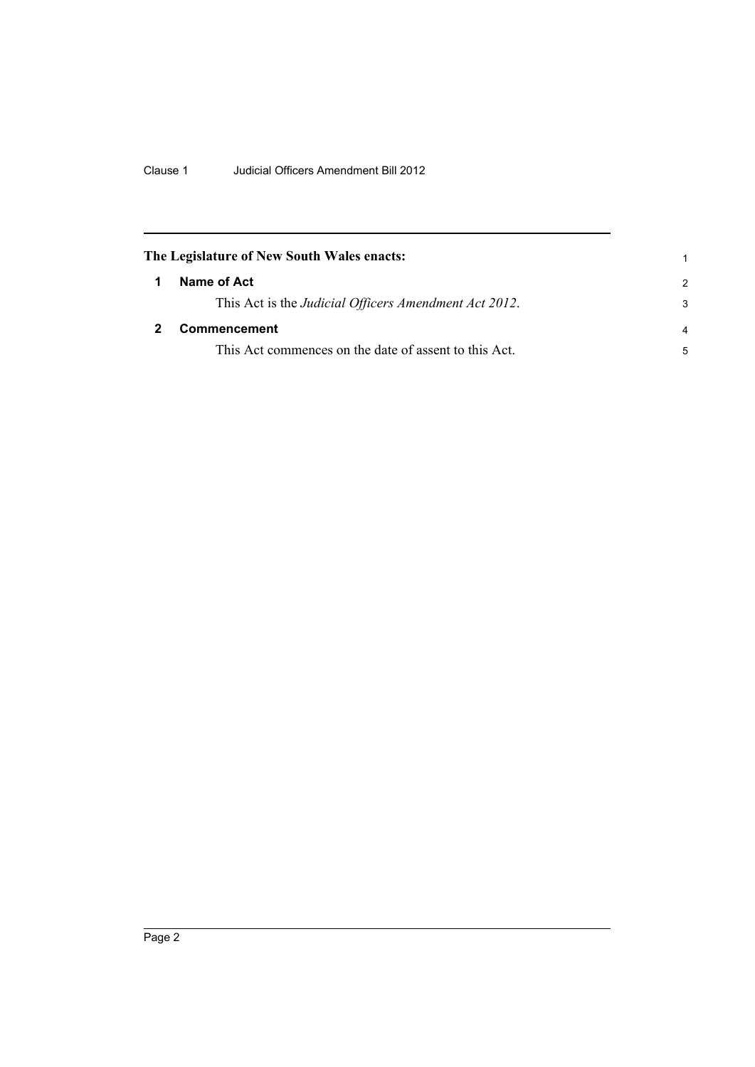**The Legislature of New South Wales enacts:**

## 1 Name of Act

This Act is the *Judicial Officers Amendment Act 2012*.

## 2 Commencement

This Act commences on the date of assent to this Act.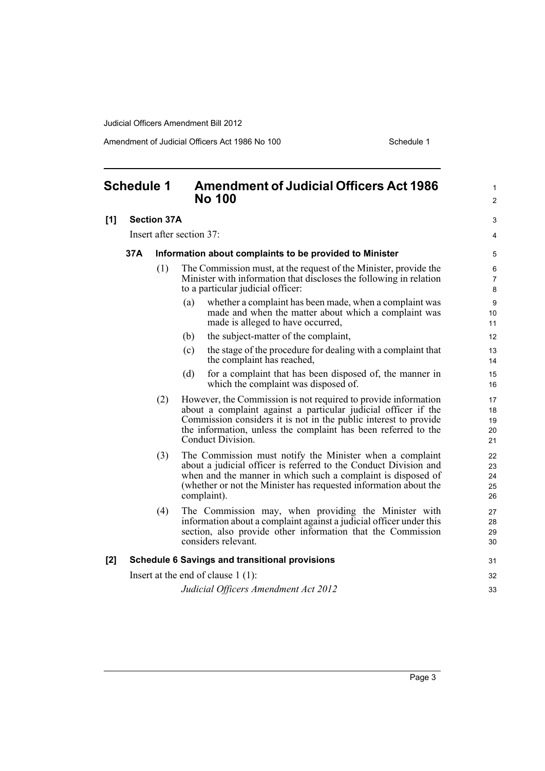# Schedule 1 Amendment of Judicial Officers Act 1986 No 100

**[1] Section 37A**

Insert after section 37:

**37A Information about complaints to be provided to Minister**

(1) The Commission must, at the request of the Minister, provide the Minister with information that discloses the following in relation to a particular judicial officer:

(a) whether a complaint has been made, when a complaint was made and when the matter about which a complaint was made is alleged to have occurred,

(b) the subject-matter of the complaint,

(c) the stage of the procedure for dealing with a complaint that the complaint has reached,

(d) for a complaint that has been disposed of, the manner in which the complaint was disposed of.

(2) However, the Commission is not required to provide information about a complaint against a particular judicial officer if the Commission considers it is not in the public interest to provide the information, unless the complaint has been referred to the Conduct Division.

(3) The Commission must notify the Minister when a complaint about a judicial officer is referred to the Conduct Division and when and the manner in which such a complaint is disposed of (whether or not the Minister has requested information about the complaint).

(4) The Commission may, when providing the Minister with information about a complaint against a judicial officer under this section, also provide other information that the Commission considers relevant.

**[2] Schedule 6 Savings and transitional provisions**

Insert at the end of clause 1 (1):

*Judicial Officers Amendment Act 2012*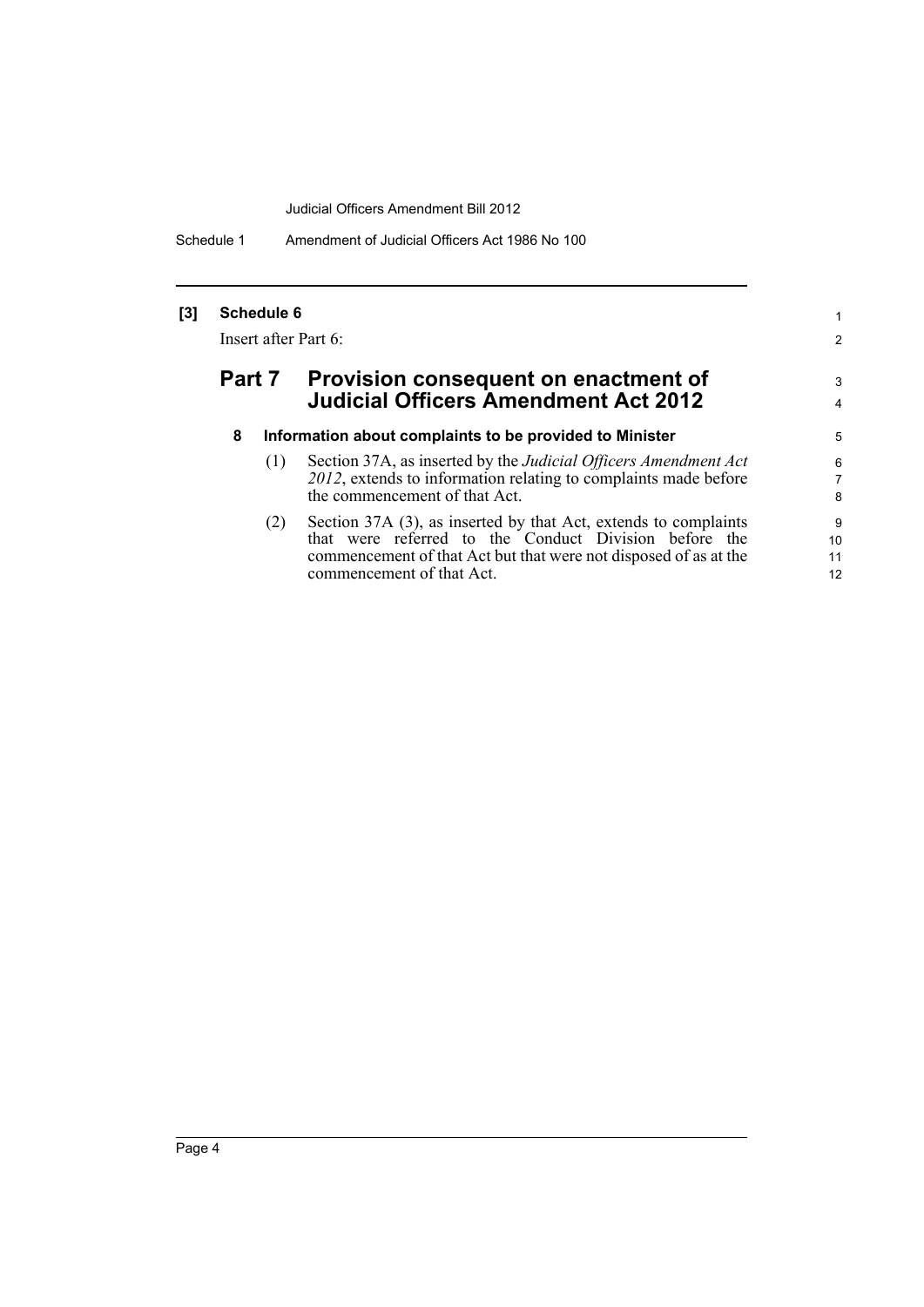**[3] Schedule 6**

Insert after Part 6:

## Part 7 Provision consequent on enactment of Judicial Officers Amendment Act 2012

### 8 Information about complaints to be provided to Minister

(1) Section 37A, as inserted by the *Judicial Officers Amendment Act 2012*, extends to information relating to complaints made before the commencement of that Act.

(2) Section 37A (3), as inserted by that Act, extends to complaints that were referred to the Conduct Division before the commencement of that Act but that were not disposed of as at the commencement of that Act.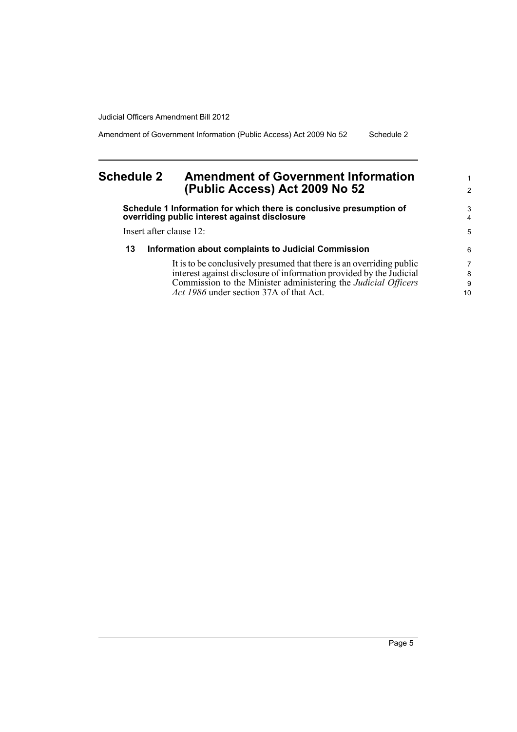# Schedule 2 Amendment of Government Information (Public Access) Act 2009 No 52

**Schedule 1 Information for which there is conclusive presumption of overriding public interest against disclosure**

Insert after clause 12:

### 13 Information about complaints to Judicial Commission

It is to be conclusively presumed that there is an overriding public interest against disclosure of information provided by the Judicial Commission to the Minister administering the *Judicial Officers Act 1986* under section 37A of that Act.